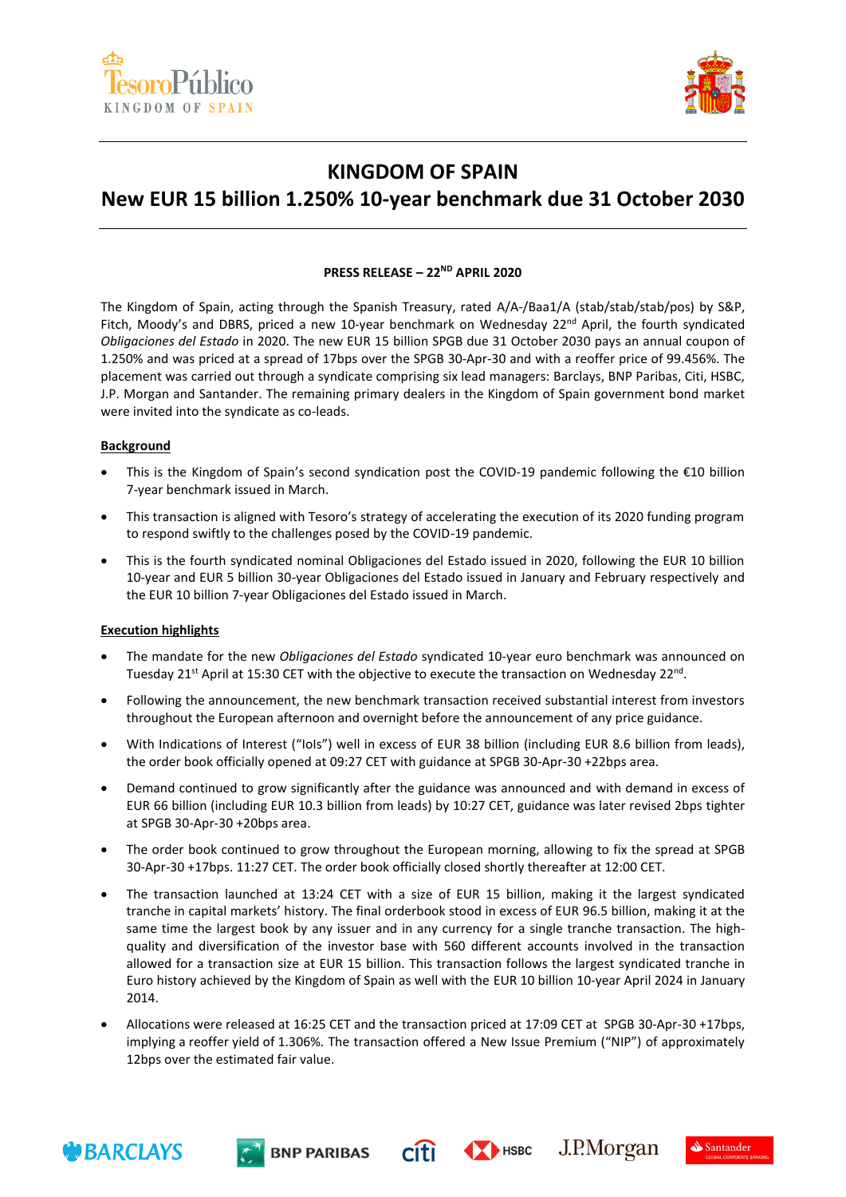# KINGDOM OF SPAIN

## New EUR 15 billion 1.250% 10-year benchmark due 31 October 2030

**PRESS RELEASE – 22ND APRIL 2020**

The Kingdom of Spain, acting through the Spanish Treasury, rated A/A-/Baa1/A (stab/stab/stab/pos) by S&P, Fitch, Moody's and DBRS, priced a new 10-year benchmark on Wednesday 22nd April, the fourth syndicated *Obligaciones del Estado* in 2020. The new EUR 15 billion SPGB due 31 October 2030 pays an annual coupon of 1.250% and was priced at a spread of 17bps over the SPGB 30-Apr-30 and with a reoffer price of 99.456%. The placement was carried out through a syndicate comprising six lead managers: Barclays, BNP Paribas, Citi, HSBC, J.P. Morgan and Santander. The remaining primary dealers in the Kingdom of Spain government bond market were invited into the syndicate as co-leads.

**Background**

- This is the Kingdom of Spain's second syndication post the COVID-19 pandemic following the €10 billion 7-year benchmark issued in March.
- This transaction is aligned with Tesoro's strategy of accelerating the execution of its 2020 funding program to respond swiftly to the challenges posed by the COVID-19 pandemic.
- This is the fourth syndicated nominal Obligaciones del Estado issued in 2020, following the EUR 10 billion 10-year and EUR 5 billion 30-year Obligaciones del Estado issued in January and February respectively and the EUR 10 billion 7-year Obligaciones del Estado issued in March.

**Execution highlights**

- The mandate for the new *Obligaciones del Estado* syndicated 10-year euro benchmark was announced on Tuesday 21st April at 15:30 CET with the objective to execute the transaction on Wednesday 22nd.
- Following the announcement, the new benchmark transaction received substantial interest from investors throughout the European afternoon and overnight before the announcement of any price guidance.
- With Indications of Interest ("IoIs") well in excess of EUR 38 billion (including EUR 8.6 billion from leads), the order book officially opened at 09:27 CET with guidance at SPGB 30-Apr-30 +22bps area.
- Demand continued to grow significantly after the guidance was announced and with demand in excess of EUR 66 billion (including EUR 10.3 billion from leads) by 10:27 CET, guidance was later revised 2bps tighter at SPGB 30-Apr-30 +20bps area.
- The order book continued to grow throughout the European morning, allowing to fix the spread at SPGB 30-Apr-30 +17bps. 11:27 CET. The order book officially closed shortly thereafter at 12:00 CET.
- The transaction launched at 13:24 CET with a size of EUR 15 billion, making it the largest syndicated tranche in capital markets' history. The final orderbook stood in excess of EUR 96.5 billion, making it at the same time the largest book by any issuer and in any currency for a single tranche transaction. The high-quality and diversification of the investor base with 560 different accounts involved in the transaction allowed for a transaction size at EUR 15 billion. This transaction follows the largest syndicated tranche in Euro history achieved by the Kingdom of Spain as well with the EUR 10 billion 10-year April 2024 in January 2014.
- Allocations were released at 16:25 CET and the transaction priced at 17:09 CET at SPGB 30-Apr-30 +17bps, implying a reoffer yield of 1.306%. The transaction offered a New Issue Premium ("NIP") of approximately 12bps over the estimated fair value.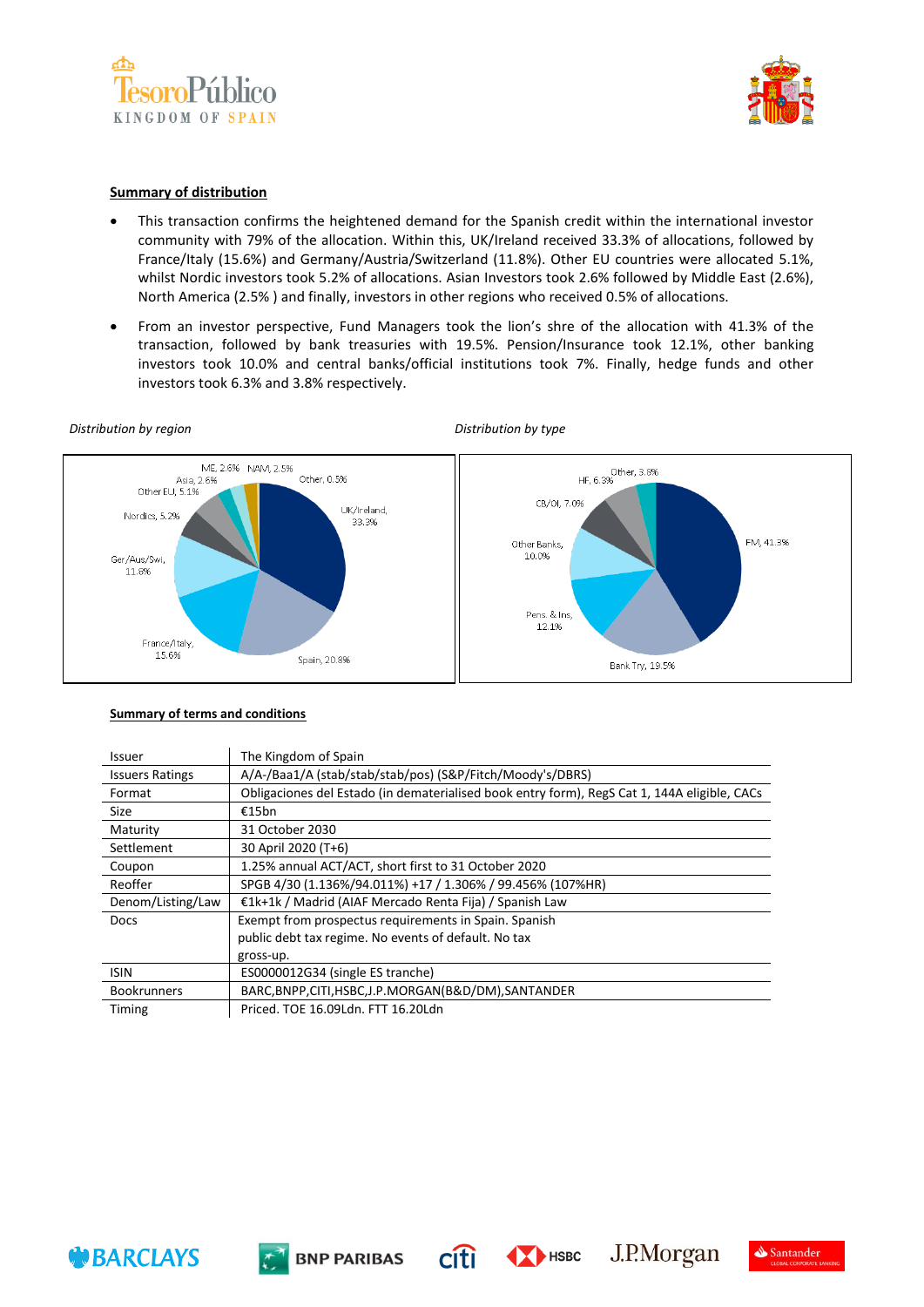**Summary of distribution**

- This transaction confirms the heightened demand for the Spanish credit within the international investor community with 79% of the allocation. Within this, UK/Ireland received 33.3% of allocations, followed by France/Italy (15.6%) and Germany/Austria/Switzerland (11.8%). Other EU countries were allocated 5.1%, whilst Nordic investors took 5.2% of allocations. Asian Investors took 2.6% followed by Middle East (2.6%), North America (2.5% ) and finally, investors in other regions who received 0.5% of allocations.
- From an investor perspective, Fund Managers took the lion's shre of the allocation with 41.3% of the transaction, followed by bank treasuries with 19.5%. Pension/Insurance took 12.1%, other banking investors took 10.0% and central banks/official institutions took 7%. Finally, hedge funds and other investors took 6.3% and 3.8% respectively.

*Distribution by region*

ME, 2.6%
NAM, 2.5%
Asia, 2.6%
Other, 0.5%
Other EU, 5.1%
UK/Ireland, 33.3%
Nordics, 5.2%
Ger/Aus/Swi, 11.8%
France/Italy, 15.6%
Spain, 20.8%

*Distribution by type*

Other, 3.8%
HF, 6.3%
CB/OI, 7.0%
FM, 41.3%
Other Banks, 10.0%
Pens. & Ins, 12.1%
Bank Try, 19.5%

**Summary of terms and conditions**

| | |
|---|---|
| Issuer | The Kingdom of Spain |
| Issuers Ratings | A/A-/Baa1/A (stab/stab/stab/pos) (S&P/Fitch/Moody's/DBRS) |
| Format | Obligaciones del Estado (in dematerialised book entry form), RegS Cat 1, 144A eligible, CACs |
| Size | €15bn |
| Maturity | 31 October 2030 |
| Settlement | 30 April 2020 (T+6) |
| Coupon | 1.25% annual ACT/ACT, short first to 31 October 2020 |
| Reoffer | SPGB 4/30 (1.136%/94.011%) +17 / 1.306% / 99.456% (107%HR) |
| Denom/Listing/Law | €1k+1k / Madrid (AIAF Mercado Renta Fija) / Spanish Law |
| Docs | Exempt from prospectus requirements in Spain. Spanish public debt tax regime. No events of default. No tax gross-up. |
| ISIN | ES0000012G34 (single ES tranche) |
| Bookrunners | BARC,BNPP,CITI,HSBC,J.P.MORGAN(B&D/DM),SANTANDER |
| Timing | Priced. TOE 16.09Ldn. FTT 16.20Ldn |